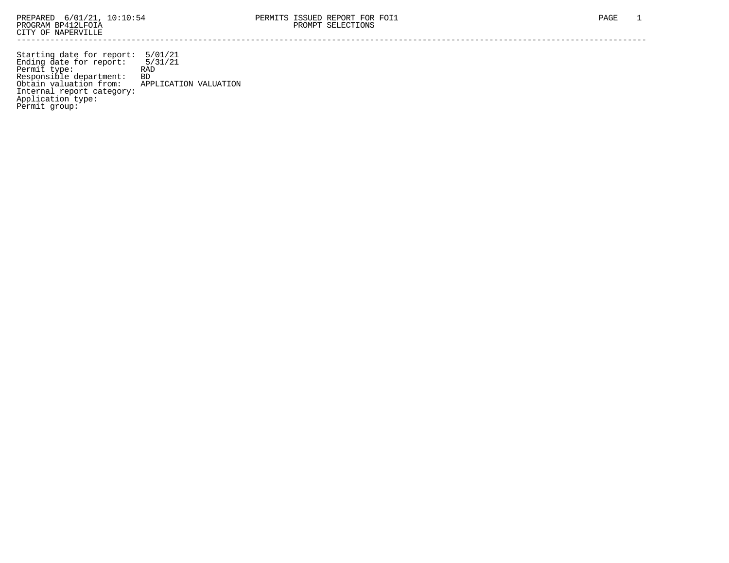PREPARED 6/01/21, 10:10:54
PROGRAM BP412LFOIA
CITY OF NAPERVILLE

PERMITS ISSUED REPORT FOR FOI1
PROMPT SELECTIONS

Starting date for report: 5/01/21
Ending date for report: 5/31/21
Permit type: RAD
Responsible department: BD
Obtain valuation from: APPLICATION VALUATION
Internal report category:
Application type:
Permit group: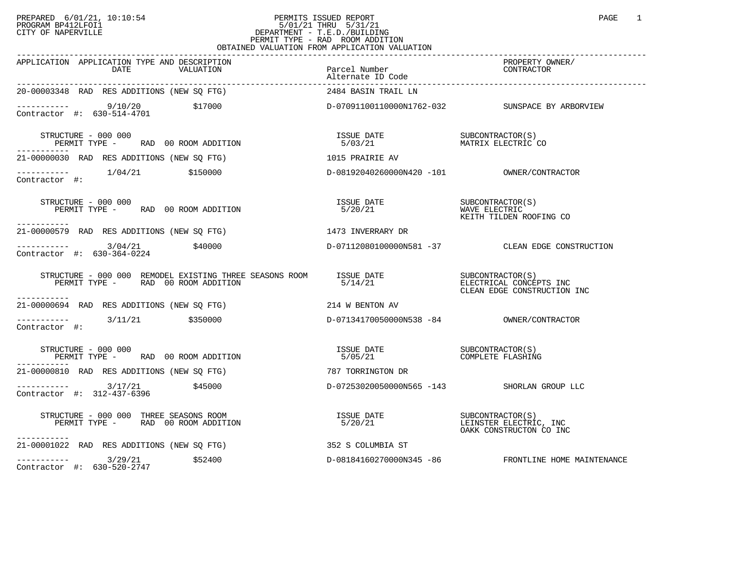PREPARED 6/01/21, 10:10:54
PROGRAM BP412LFOI1
CITY OF NAPERVILLE

# PERMITS ISSUED REPORT

5/01/21 THRU 5/31/21
DEPARTMENT - T.E.D./BUILDING
PERMIT TYPE - RAD ROOM ADDITION
OBTAINED VALUATION FROM APPLICATION VALUATION

| APPLICATION | APPLICATION TYPE AND DESCRIPTION / DATE | VALUATION | Parcel Number / Alternate ID Code | PROPERTY OWNER/ CONTRACTOR |
|---|---|---|---|---|
| 20-00003348 | RAD RES ADDITIONS (NEW SQ FTG) | | 2484 BASIN TRAIL LN | |
| ----------- | 9/10/20 | $17000 | D-07091100110000N1762-032 | SUNSPACE BY ARBORVIEW |
| Contractor #: 630-514-4701 | | | | |
| STRUCTURE - 000 000 | PERMIT TYPE - RAD 00 ROOM ADDITION | | ISSUE DATE 5/03/21 | SUBCONTRACTOR(S): MATRIX ELECTRIC CO |
| 21-00000030 | RAD RES ADDITIONS (NEW SQ FTG) | | 1015 PRAIRIE AV | |
| ----------- | 1/04/21 | $150000 | D-08192040260000N420 -101 | OWNER/CONTRACTOR |
| Contractor #: | | | | |
| STRUCTURE - 000 000 | PERMIT TYPE - RAD 00 ROOM ADDITION | | ISSUE DATE 5/20/21 | SUBCONTRACTOR(S): WAVE ELECTRIC; KEITH TILDEN ROOFING CO |
| 21-00000579 | RAD RES ADDITIONS (NEW SQ FTG) | | 1473 INVERRARY DR | |
| ----------- | 3/04/21 | $40000 | D-07112080100000N581 -37 | CLEAN EDGE CONSTRUCTION |
| Contractor #: 630-364-0224 | | | | |
| STRUCTURE - 000 000 REMODEL EXISTING THREE SEASONS ROOM | PERMIT TYPE - RAD 00 ROOM ADDITION | | ISSUE DATE 5/14/21 | SUBCONTRACTOR(S): ELECTRICAL CONCEPTS INC; CLEAN EDGE CONSTRUCTION INC |
| 21-00000694 | RAD RES ADDITIONS (NEW SQ FTG) | | 214 W BENTON AV | |
| ----------- | 3/11/21 | $350000 | D-07134170050000N538 -84 | OWNER/CONTRACTOR |
| Contractor #: | | | | |
| STRUCTURE - 000 000 | PERMIT TYPE - RAD 00 ROOM ADDITION | | ISSUE DATE 5/05/21 | SUBCONTRACTOR(S): COMPLETE FLASHING |
| 21-00000810 | RAD RES ADDITIONS (NEW SQ FTG) | | 787 TORRINGTON DR | |
| ----------- | 3/17/21 | $45000 | D-07253020050000N565 -143 | SHORLAN GROUP LLC |
| Contractor #: 312-437-6396 | | | | |
| STRUCTURE - 000 000 THREE SEASONS ROOM | PERMIT TYPE - RAD 00 ROOM ADDITION | | ISSUE DATE 5/20/21 | SUBCONTRACTOR(S): LEINSTER ELECTRIC, INC; OAKK CONSTRUCTON CO INC |
| 21-00001022 | RAD RES ADDITIONS (NEW SQ FTG) | | 352 S COLUMBIA ST | |
| ----------- | 3/29/21 | $52400 | D-08184160270000N345 -86 | FRONTLINE HOME MAINTENANCE |
| Contractor #: 630-520-2747 | | | | |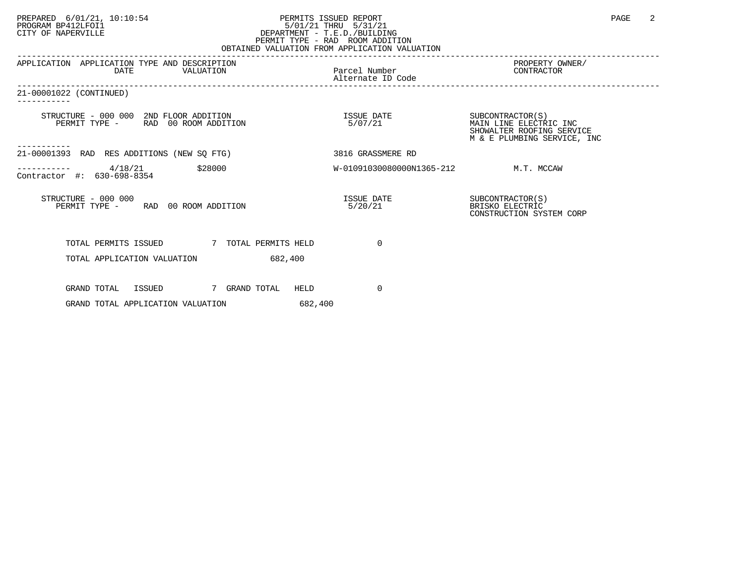PREPARED 6/01/21, 10:10:54
PROGRAM BP412LFOI1
CITY OF NAPERVILLE

PERMITS ISSUED REPORT
5/01/21 THRU 5/31/21
DEPARTMENT - T.E.D./BUILDING
PERMIT TYPE - RAD ROOM ADDITION
OBTAINED VALUATION FROM APPLICATION VALUATION

| APPLICATION | APPLICATION TYPE AND DESCRIPTION DATE | VALUATION | Parcel Number / Alternate ID Code | PROPERTY OWNER/ CONTRACTOR |
|---|---|---|---|---|

21-00001022 (CONTINUED)

STRUCTURE - 000 000 2ND FLOOR ADDITION
PERMIT TYPE - RAD 00 ROOM ADDITION

ISSUE DATE 5/07/21

SUBCONTRACTOR(S)
MAIN LINE ELECTRIC INC
SHOWALTER ROOFING SERVICE
M & E PLUMBING SERVICE, INC

21-00001393 RAD RES ADDITIONS (NEW SQ FTG) — 3816 GRASSMERE RD

4/18/21 — $28000 — W-01091030080000N1365-212 — M.T. MCCAW

Contractor #: 630-698-8354

STRUCTURE - 000 000
PERMIT TYPE - RAD 00 ROOM ADDITION

ISSUE DATE 5/20/21

SUBCONTRACTOR(S)
BRISKO ELECTRIC
CONSTRUCTION SYSTEM CORP

TOTAL PERMITS ISSUED 7 TOTAL PERMITS HELD 0

TOTAL APPLICATION VALUATION 682,400

GRAND TOTAL ISSUED 7 GRAND TOTAL HELD 0

GRAND TOTAL APPLICATION VALUATION 682,400